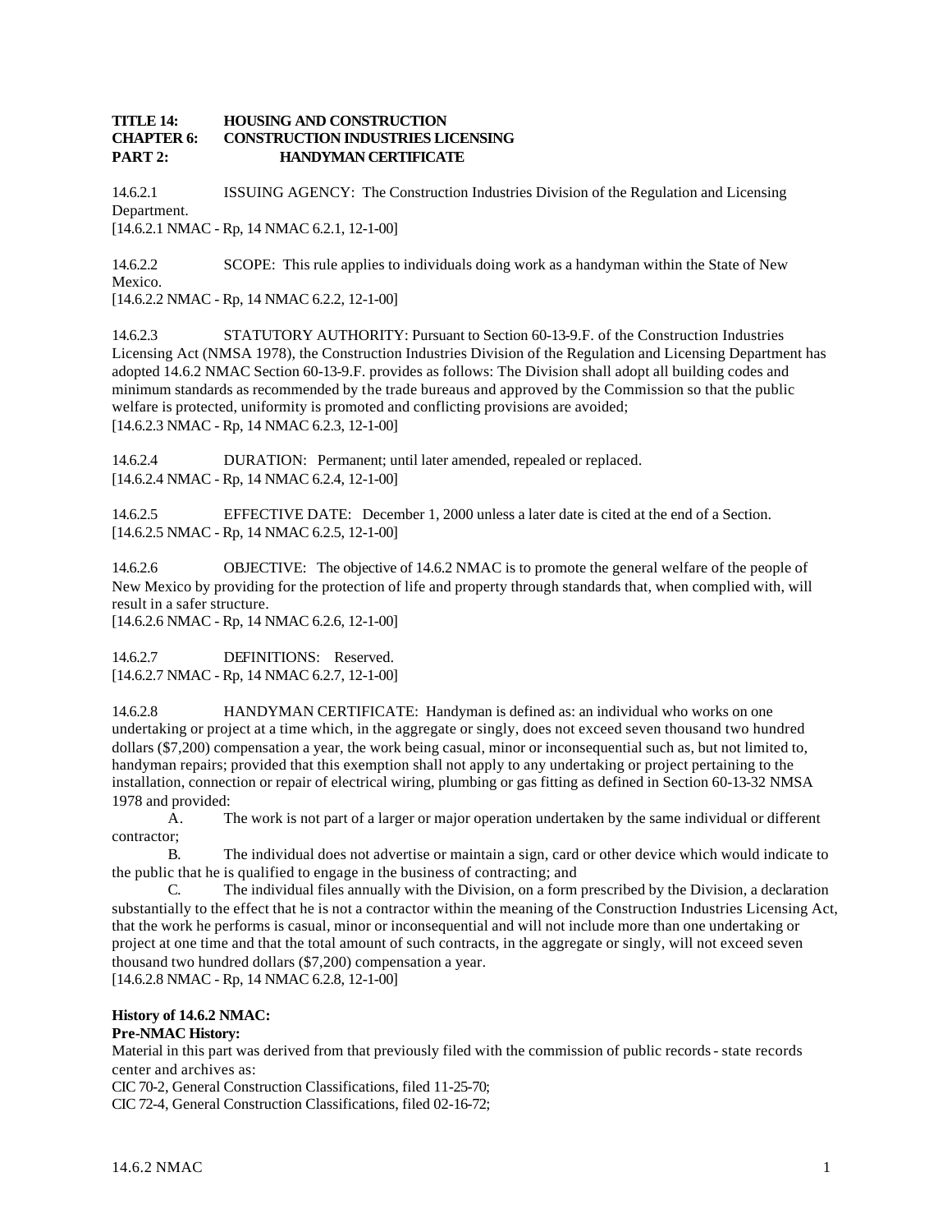**TITLE 14: HOUSING AND CONSTRUCTION**
**CHAPTER 6: CONSTRUCTION INDUSTRIES LICENSING**
**PART 2: HANDYMAN CERTIFICATE**

14.6.2.1 ISSUING AGENCY: The Construction Industries Division of the Regulation and Licensing Department.
[14.6.2.1 NMAC - Rp, 14 NMAC 6.2.1, 12-1-00]

14.6.2.2 SCOPE: This rule applies to individuals doing work as a handyman within the State of New Mexico.
[14.6.2.2 NMAC - Rp, 14 NMAC 6.2.2, 12-1-00]

14.6.2.3 STATUTORY AUTHORITY: Pursuant to Section 60-13-9.F. of the Construction Industries Licensing Act (NMSA 1978), the Construction Industries Division of the Regulation and Licensing Department has adopted 14.6.2 NMAC Section 60-13-9.F. provides as follows: The Division shall adopt all building codes and minimum standards as recommended by the trade bureaus and approved by the Commission so that the public welfare is protected, uniformity is promoted and conflicting provisions are avoided;
[14.6.2.3 NMAC - Rp, 14 NMAC 6.2.3, 12-1-00]

14.6.2.4 DURATION: Permanent; until later amended, repealed or replaced.
[14.6.2.4 NMAC - Rp, 14 NMAC 6.2.4, 12-1-00]

14.6.2.5 EFFECTIVE DATE: December 1, 2000 unless a later date is cited at the end of a Section.
[14.6.2.5 NMAC - Rp, 14 NMAC 6.2.5, 12-1-00]

14.6.2.6 OBJECTIVE: The objective of 14.6.2 NMAC is to promote the general welfare of the people of New Mexico by providing for the protection of life and property through standards that, when complied with, will result in a safer structure.
[14.6.2.6 NMAC - Rp, 14 NMAC 6.2.6, 12-1-00]

14.6.2.7 DEFINITIONS: Reserved.
[14.6.2.7 NMAC - Rp, 14 NMAC 6.2.7, 12-1-00]

14.6.2.8 HANDYMAN CERTIFICATE: Handyman is defined as: an individual who works on one undertaking or project at a time which, in the aggregate or singly, does not exceed seven thousand two hundred dollars ($7,200) compensation a year, the work being casual, minor or inconsequential such as, but not limited to, handyman repairs; provided that this exemption shall not apply to any undertaking or project pertaining to the installation, connection or repair of electrical wiring, plumbing or gas fitting as defined in Section 60-13-32 NMSA 1978 and provided:

A. The work is not part of a larger or major operation undertaken by the same individual or different contractor;

B. The individual does not advertise or maintain a sign, card or other device which would indicate to the public that he is qualified to engage in the business of contracting; and

C. The individual files annually with the Division, on a form prescribed by the Division, a declaration substantially to the effect that he is not a contractor within the meaning of the Construction Industries Licensing Act, that the work he performs is casual, minor or inconsequential and will not include more than one undertaking or project at one time and that the total amount of such contracts, in the aggregate or singly, will not exceed seven thousand two hundred dollars ($7,200) compensation a year.

[14.6.2.8 NMAC - Rp, 14 NMAC 6.2.8, 12-1-00]

**History of 14.6.2 NMAC:**

**Pre-NMAC History:**

Material in this part was derived from that previously filed with the commission of public records - state records center and archives as:

CIC 70-2, General Construction Classifications, filed 11-25-70;

CIC 72-4, General Construction Classifications, filed 02-16-72;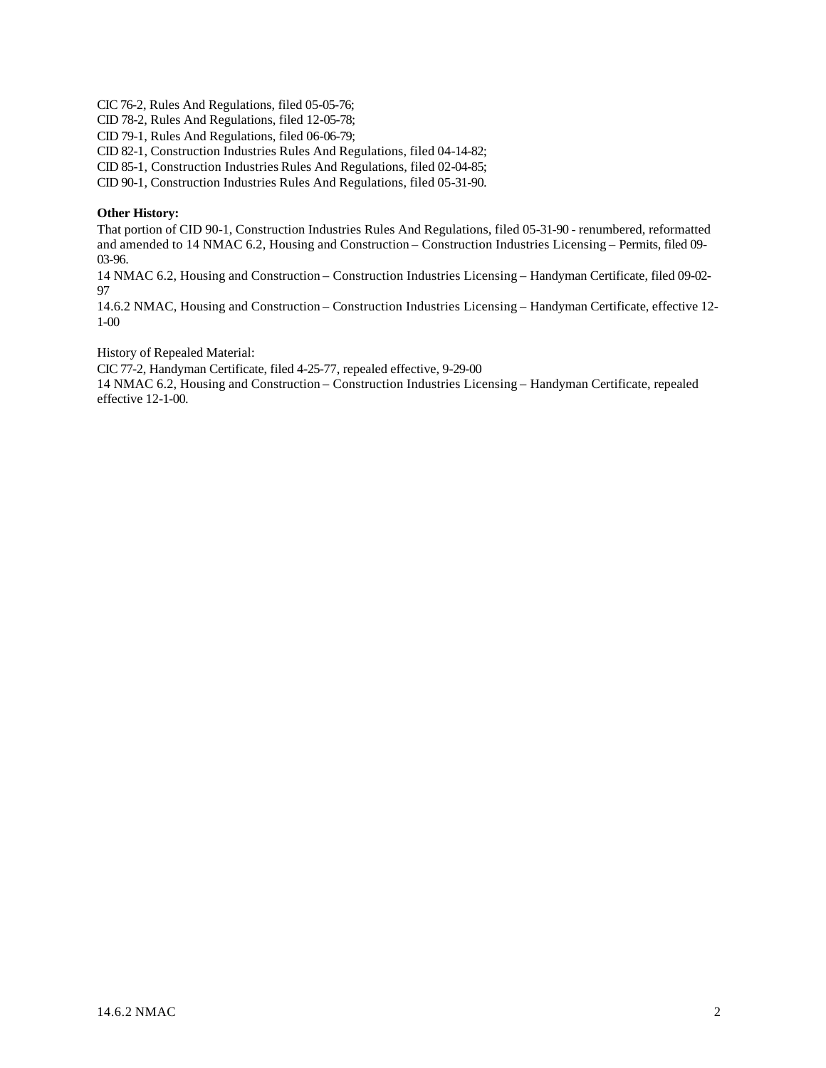CIC 76-2, Rules And Regulations, filed 05-05-76;
CID 78-2, Rules And Regulations, filed 12-05-78;
CID 79-1, Rules And Regulations, filed 06-06-79;
CID 82-1, Construction Industries Rules And Regulations, filed 04-14-82;
CID 85-1, Construction Industries Rules And Regulations, filed 02-04-85;
CID 90-1, Construction Industries Rules And Regulations, filed 05-31-90.

**Other History:**
That portion of CID 90-1, Construction Industries Rules And Regulations, filed 05-31-90 - renumbered, reformatted and amended to 14 NMAC 6.2, Housing and Construction – Construction Industries Licensing – Permits, filed 09-03-96.
14 NMAC 6.2, Housing and Construction – Construction Industries Licensing – Handyman Certificate, filed 09-02-97
14.6.2 NMAC, Housing and Construction – Construction Industries Licensing – Handyman Certificate, effective 12-1-00

History of Repealed Material:
CIC 77-2, Handyman Certificate, filed 4-25-77, repealed effective, 9-29-00
14 NMAC 6.2, Housing and Construction – Construction Industries Licensing – Handyman Certificate, repealed effective 12-1-00.